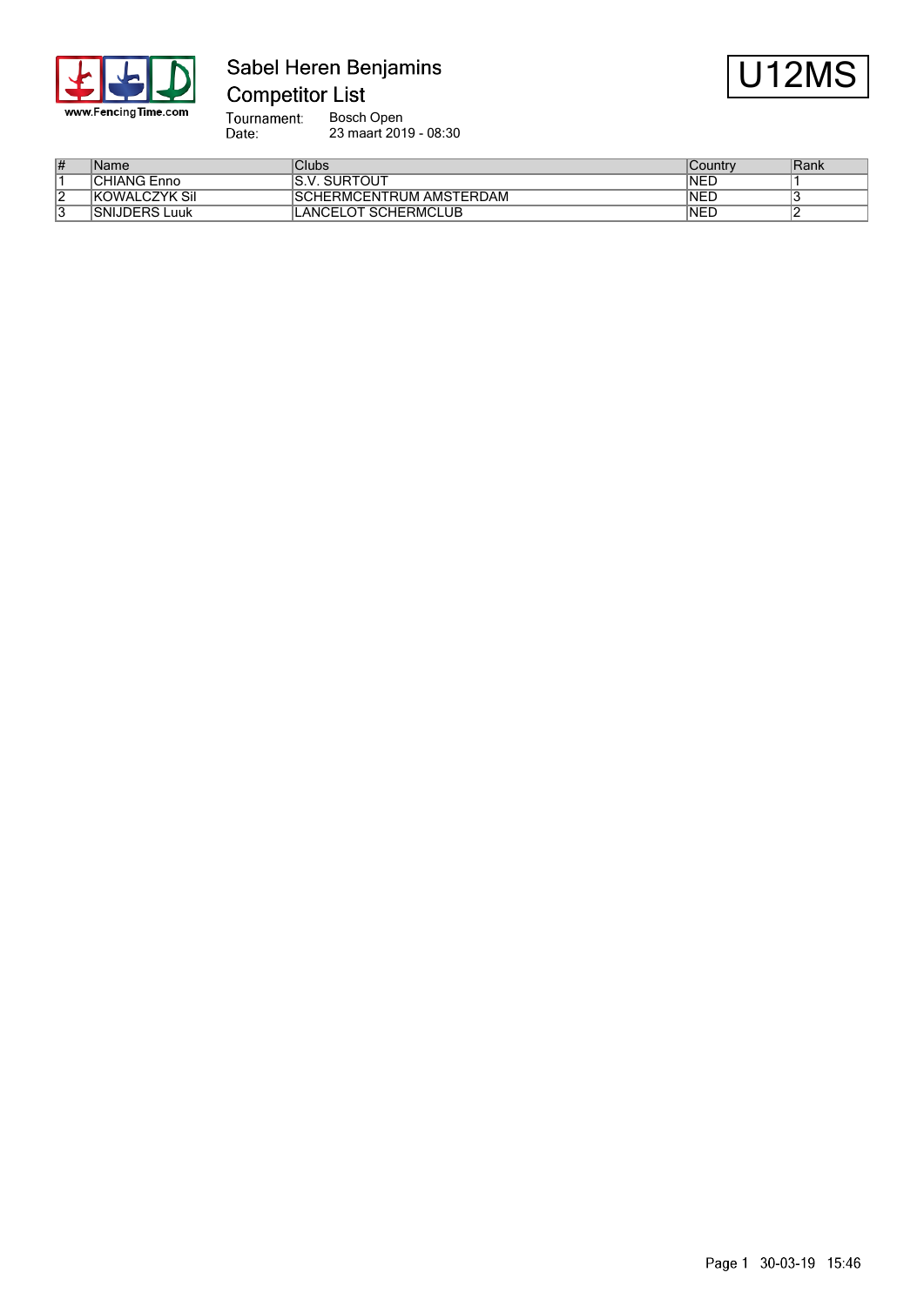# Sabel Heren Benjamins

## Competitor List

**U12MS**

Tournament: Bosch Open
Date: 23 maart 2019 - 08:30

| # | Name | Clubs | Country | Rank |
|---|---|---|---|---|
| 1 | CHIANG Enno | S.V. SURTOUT | NED | 1 |
| 2 | KOWALCZYK Sil | SCHERMCENTRUM AMSTERDAM | NED | 3 |
| 3 | SNIJDERS Luuk | LANCELOT SCHERMCLUB | NED | 2 |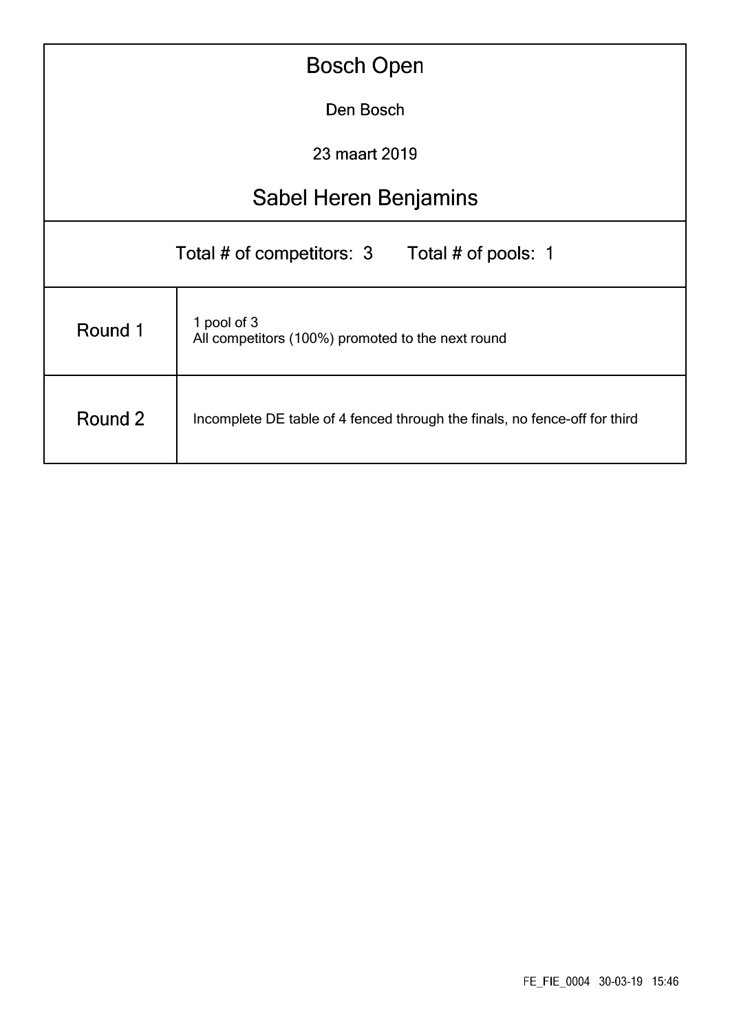# Bosch Open

Den Bosch

23 maart 2019

## Sabel Heren Benjamins

Total # of competitors: 3 Total # of pools: 1

| | |
|---|---|
| Round 1 | 1 pool of 3<br>All competitors (100%) promoted to the next round |
| Round 2 | Incomplete DE table of 4 fenced through the finals, no fence-off for third |

FE_FIE_0004 30-03-19 15:46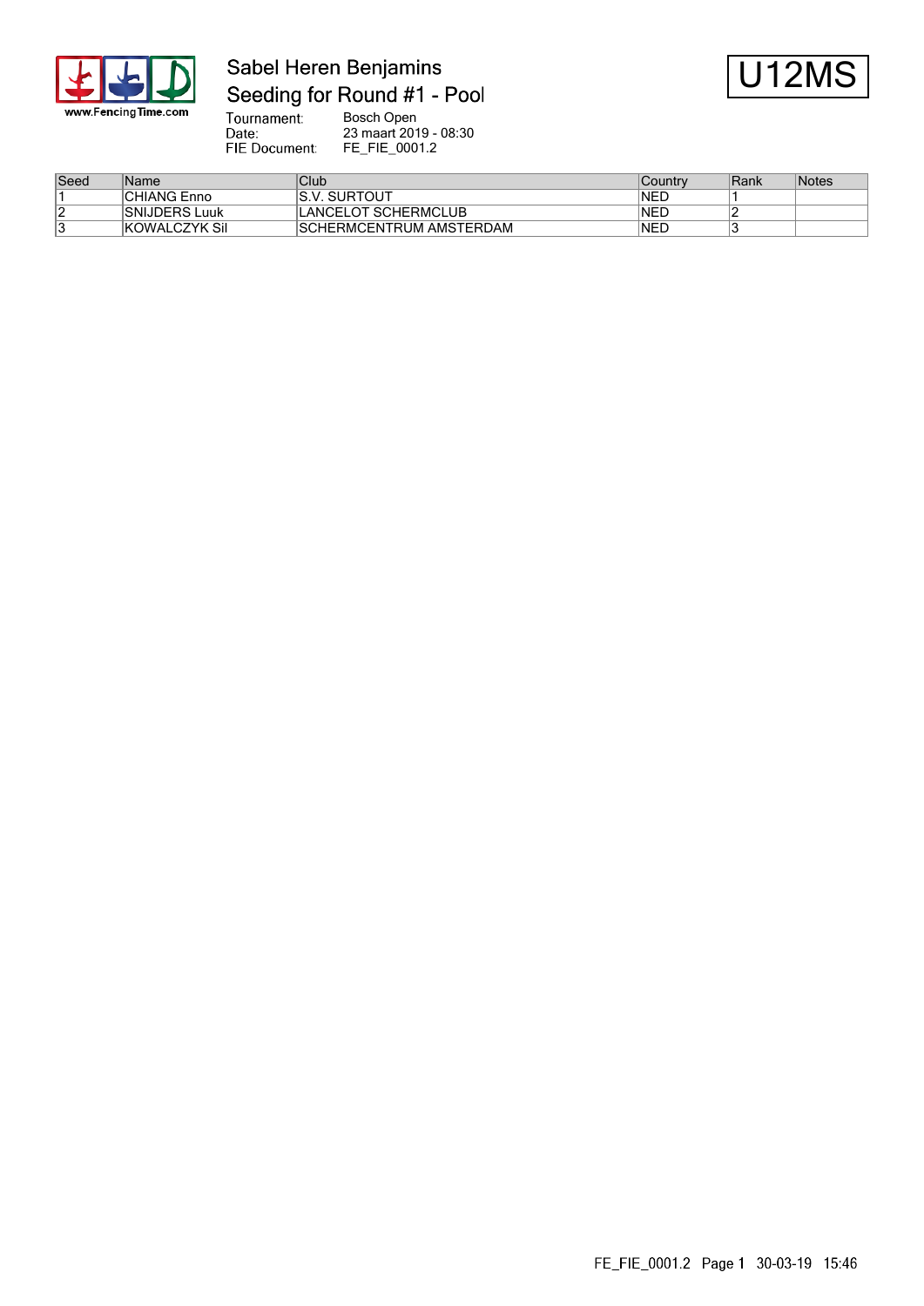# Sabel Heren Benjamins

## Seeding for Round #1 - Pool

**U12MS**

Tournament: Bosch Open
Date: 23 maart 2019 - 08:30
FIE Document: FE_FIE_0001.2

| Seed | Name | Club | Country | Rank | Notes |
|---|---|---|---|---|---|
| 1 | CHIANG Enno | S.V. SURTOUT | NED | 1 | |
| 2 | SNIJDERS Luuk | LANCELOT SCHERMCLUB | NED | 2 | |
| 3 | KOWALCZYK Sil | SCHERMCENTRUM AMSTERDAM | NED | 3 | |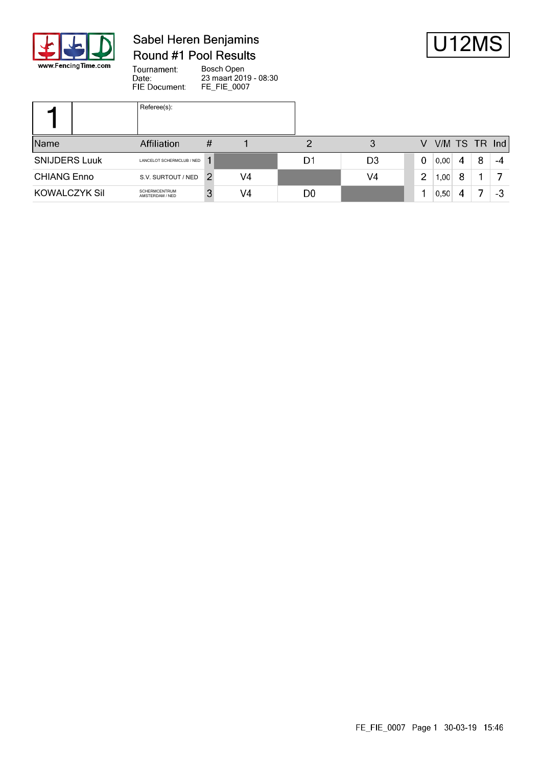www.FencingTime.com

# Sabel Heren Benjamins
## Round #1 Pool Results

U12MS

Tournament: Bosch Open
Date: 23 maart 2019 - 08:30
FIE Document: FE_FIE_0007

| 1 | | Referee(s): |
|---|---|---|

| Name | Affiliation | # | 1 | 2 | 3 | V | V/M | TS | TR | Ind |
|---|---|---|---|---|---|---|---|---|---|---|
| SNIJDERS Luuk | LANCELOT SCHERMCLUB / NED | 1 | | D1 | D3 | 0 | 0,00 | 4 | 8 | -4 |
| CHIANG Enno | S.V. SURTOUT / NED | 2 | V4 | | V4 | 2 | 1,00 | 8 | 1 | 7 |
| KOWALCZYK Sil | SCHERMCENTRUM AMSTERDAM / NED | 3 | V4 | D0 | | 1 | 0,50 | 4 | 7 | -3 |

FE_FIE_0007 Page 1 30-03-19 15:46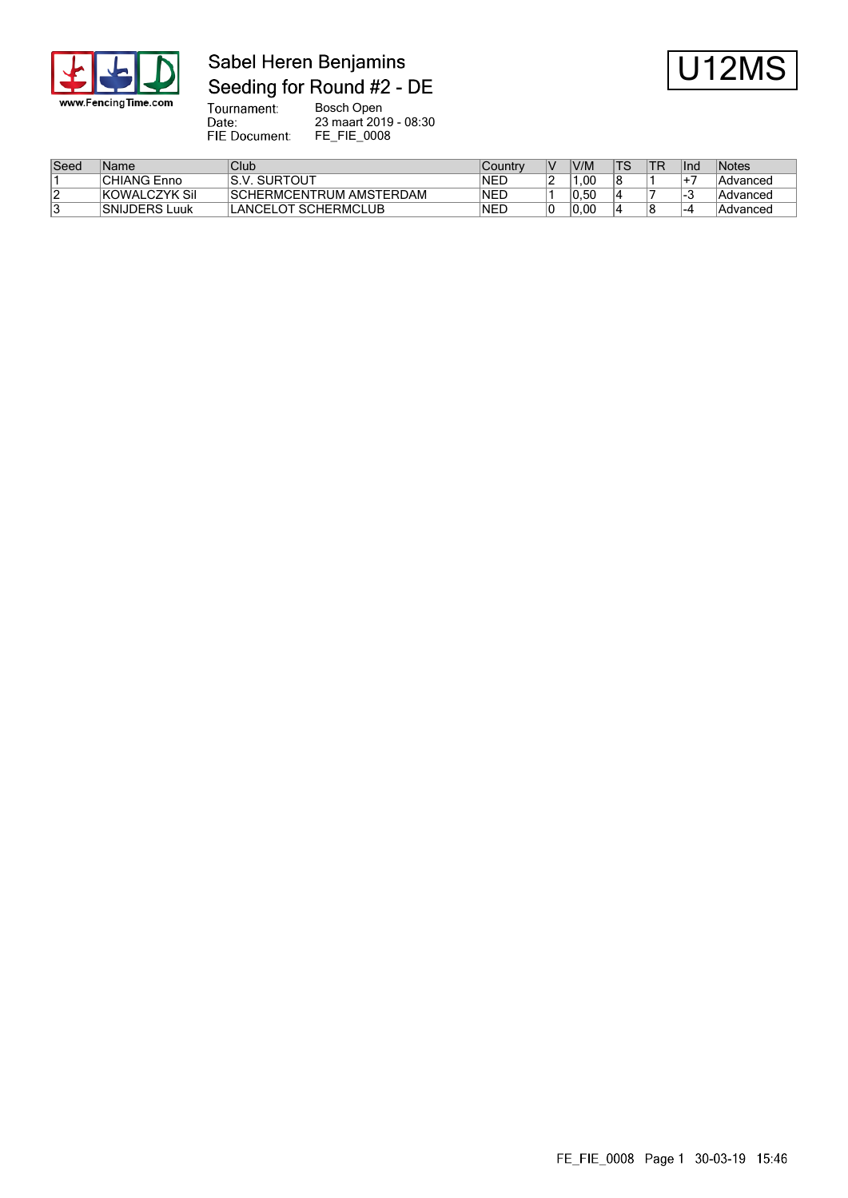# Sabel Heren Benjamins
## Seeding for Round #2 - DE

U12MS

Tournament: Bosch Open
Date: 23 maart 2019 - 08:30
FIE Document: FE_FIE_0008

| Seed | Name | Club | Country | V | V/M | TS | TR | Ind | Notes |
|---|---|---|---|---|---|---|---|---|---|
| 1 | CHIANG Enno | S.V. SURTOUT | NED | 2 | 1,00 | 8 | 1 | +7 | Advanced |
| 2 | KOWALCZYK Sil | SCHERMCENTRUM AMSTERDAM | NED | 1 | 0,50 | 4 | 7 | -3 | Advanced |
| 3 | SNIJDERS Luuk | LANCELOT SCHERMCLUB | NED | 0 | 0,00 | 4 | 8 | -4 | Advanced |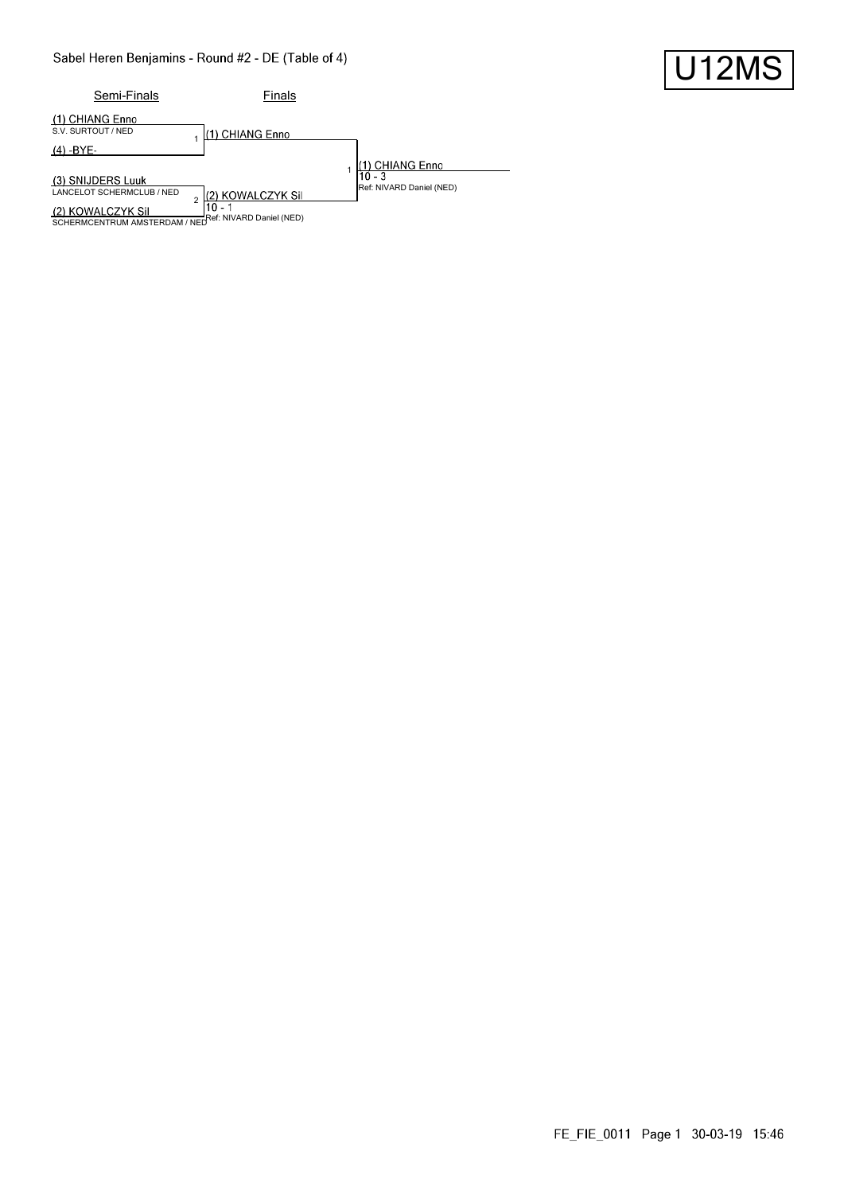Sabel Heren Benjamins - Round #2 - DE (Table of 4)

**U12MS**

| Semi-Finals | Finals | |
|---|---|---|
| (1) CHIANG Enno<br>S.V. SURTOUT / NED | | |
| | 1 (1) CHIANG Enno | |
| (4) -BYE- | | |
| | | 1 (1) CHIANG Enno<br>10 - 3<br>Ref: NIVARD Daniel (NED) |
| (3) SNIJDERS Luuk<br>LANCELOT SCHERMCLUB / NED | | |
| | 2 (2) KOWALCZYK Sil<br>10 - 1<br>Ref: NIVARD Daniel (NED) | |
| (2) KOWALCZYK Sil<br>SCHERMCENTRUM AMSTERDAM / NED | | |

FE_FIE_0011 Page 1 30-03-19 15:46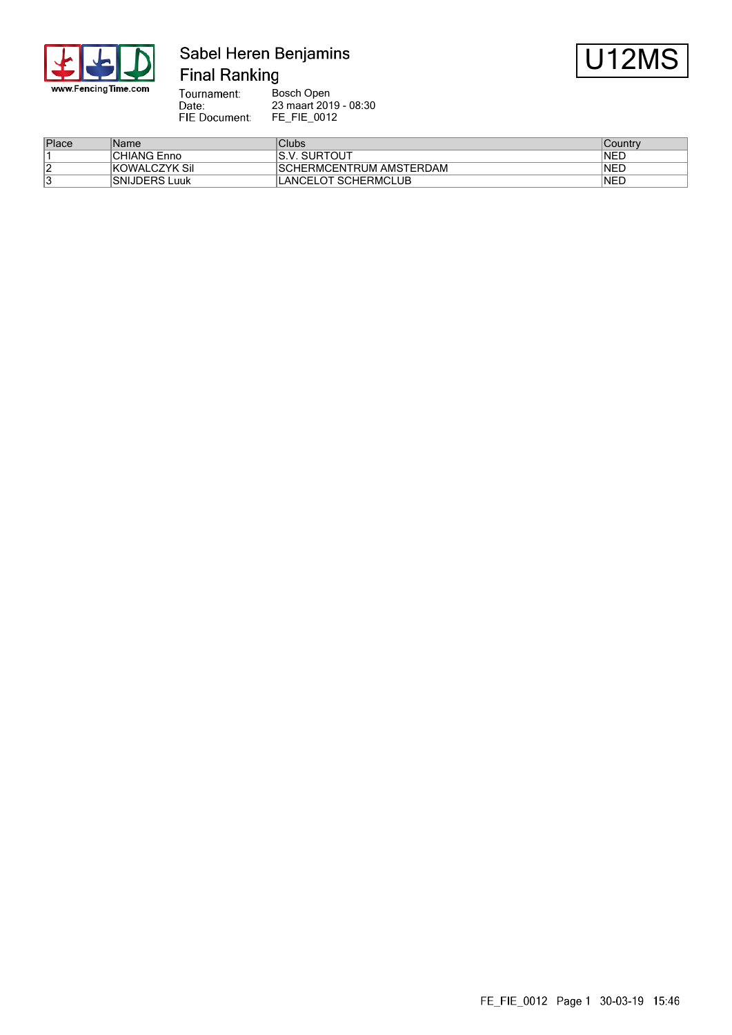# Sabel Heren Benjamins

## Final Ranking

U12MS

Tournament: Bosch Open
Date: 23 maart 2019 - 08:30
FIE Document: FE_FIE_0012

| Place | Name | Clubs | Country |
|---|---|---|---|
| 1 | CHIANG Enno | S.V. SURTOUT | NED |
| 2 | KOWALCZYK Sil | SCHERMCENTRUM AMSTERDAM | NED |
| 3 | SNIJDERS Luuk | LANCELOT SCHERMCLUB | NED |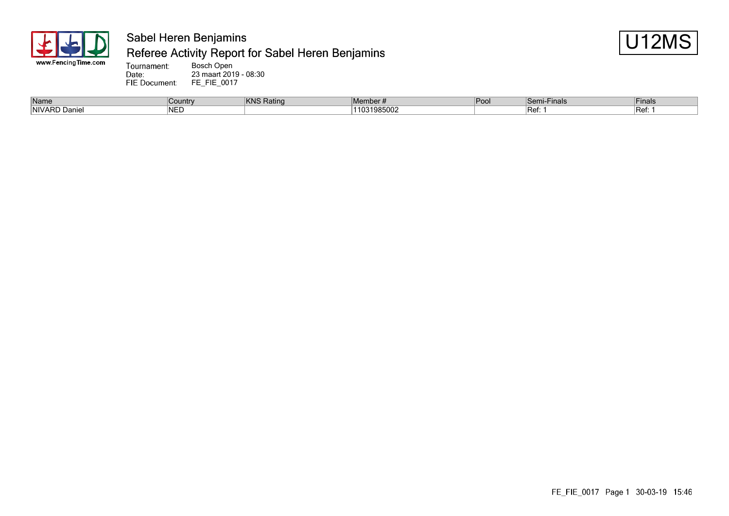# Sabel Heren Benjamins

## Referee Activity Report for Sabel Heren Benjamins

U12MS

Tournament: Bosch Open
Date: 23 maart 2019 - 08:30
FIE Document: FE_FIE_0017

| Name | Country | KNS Rating | Member # | Pool | Semi-Finals | Finals |
|---|---|---|---|---|---|---|
| NIVARD Daniel | NED | | 11031985002 | | Ref: 1 | Ref: 1 |